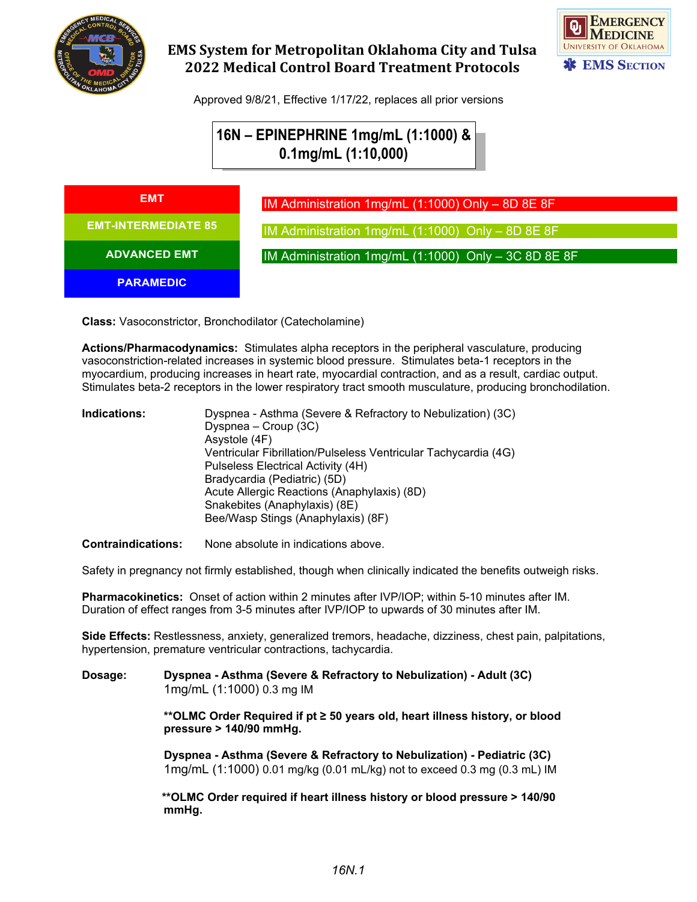# EMS System for Metropolitan Oklahoma City and Tulsa
## 2022 Medical Control Board Treatment Protocols

Approved 9/8/21, Effective 1/17/22, replaces all prior versions

## 16N – EPINEPHRINE 1mg/mL (1:1000) & 0.1mg/mL (1:10,000)

| Level | Scope |
| --- | --- |
| EMT | IM Administration 1mg/mL (1:1000) Only – 8D 8E 8F |
| EMT-INTERMEDIATE 85 | IM Administration 1mg/mL (1:1000) Only – 8D 8E 8F |
| ADVANCED EMT | IM Administration 1mg/mL (1:1000) Only – 3C 8D 8E 8F |
| PARAMEDIC | |

**Class:** Vasoconstrictor, Bronchodilator (Catecholamine)

**Actions/Pharmacodynamics:** Stimulates alpha receptors in the peripheral vasculature, producing vasoconstriction-related increases in systemic blood pressure. Stimulates beta-1 receptors in the myocardium, producing increases in heart rate, myocardial contraction, and as a result, cardiac output. Stimulates beta-2 receptors in the lower respiratory tract smooth musculature, producing bronchodilation.

**Indications:**
- Dyspnea - Asthma (Severe & Refractory to Nebulization) (3C)
- Dyspnea – Croup (3C)
- Asystole (4F)
- Ventricular Fibrillation/Pulseless Ventricular Tachycardia (4G)
- Pulseless Electrical Activity (4H)
- Bradycardia (Pediatric) (5D)
- Acute Allergic Reactions (Anaphylaxis) (8D)
- Snakebites (Anaphylaxis) (8E)
- Bee/Wasp Stings (Anaphylaxis) (8F)

**Contraindications:** None absolute in indications above.

Safety in pregnancy not firmly established, though when clinically indicated the benefits outweigh risks.

**Pharmacokinetics:** Onset of action within 2 minutes after IVP/IOP; within 5-10 minutes after IM. Duration of effect ranges from 3-5 minutes after IVP/IOP to upwards of 30 minutes after IM.

**Side Effects:** Restlessness, anxiety, generalized tremors, headache, dizziness, chest pain, palpitations, hypertension, premature ventricular contractions, tachycardia.

**Dosage:**

**Dyspnea - Asthma (Severe & Refractory to Nebulization) - Adult (3C)**
1mg/mL (1:1000) 0.3 mg IM

**\*\*OLMC Order Required if pt ≥ 50 years old, heart illness history, or blood pressure > 140/90 mmHg.**

**Dyspnea - Asthma (Severe & Refractory to Nebulization) - Pediatric (3C)**
1mg/mL (1:1000) 0.01 mg/kg (0.01 mL/kg) not to exceed 0.3 mg (0.3 mL) IM

**\*\*OLMC Order required if heart illness history or blood pressure > 140/90 mmHg.**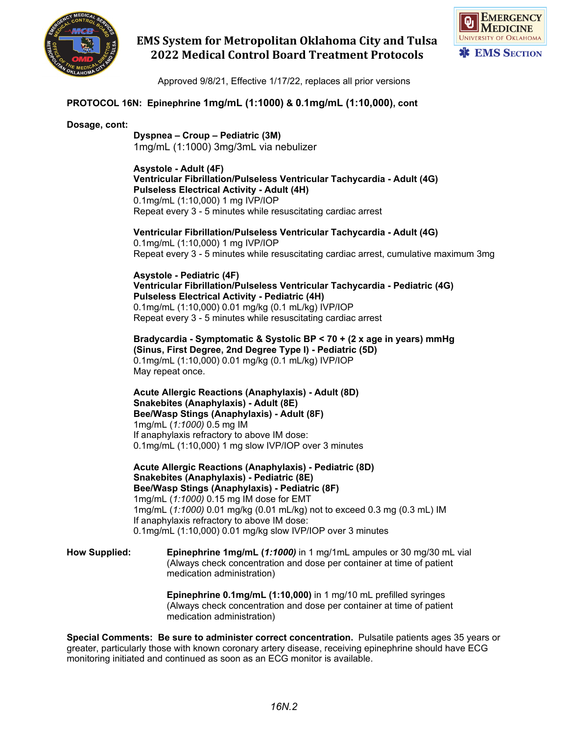# EMS System for Metropolitan Oklahoma City and Tulsa
# 2022 Medical Control Board Treatment Protocols

Approved 9/8/21, Effective 1/17/22, replaces all prior versions

## PROTOCOL 16N: Epinephrine 1mg/mL (1:1000) & 0.1mg/mL (1:10,000), cont

**Dosage, cont:**

**Dyspnea – Croup – Pediatric (3M)**
1mg/mL (1:1000) 3mg/3mL via nebulizer

**Asystole - Adult (4F)**
**Ventricular Fibrillation/Pulseless Ventricular Tachycardia - Adult (4G)**
**Pulseless Electrical Activity - Adult (4H)**
0.1mg/mL (1:10,000) 1 mg IVP/IOP
Repeat every 3 - 5 minutes while resuscitating cardiac arrest

**Ventricular Fibrillation/Pulseless Ventricular Tachycardia - Adult (4G)**
0.1mg/mL (1:10,000) 1 mg IVP/IOP
Repeat every 3 - 5 minutes while resuscitating cardiac arrest, cumulative maximum 3mg

**Asystole - Pediatric (4F)**
**Ventricular Fibrillation/Pulseless Ventricular Tachycardia - Pediatric (4G)**
**Pulseless Electrical Activity - Pediatric (4H)**
0.1mg/mL (1:10,000) 0.01 mg/kg (0.1 mL/kg) IVP/IOP
Repeat every 3 - 5 minutes while resuscitating cardiac arrest

**Bradycardia - Symptomatic & Systolic BP < 70 + (2 x age in years) mmHg (Sinus, First Degree, 2nd Degree Type I) - Pediatric (5D)**
0.1mg/mL (1:10,000) 0.01 mg/kg (0.1 mL/kg) IVP/IOP
May repeat once.

**Acute Allergic Reactions (Anaphylaxis) - Adult (8D)**
**Snakebites (Anaphylaxis) - Adult (8E)**
**Bee/Wasp Stings (Anaphylaxis) - Adult (8F)**
1mg/mL (*1:1000)* 0.5 mg IM
If anaphylaxis refractory to above IM dose:
0.1mg/mL (1:10,000) 1 mg slow IVP/IOP over 3 minutes

**Acute Allergic Reactions (Anaphylaxis) - Pediatric (8D)**
**Snakebites (Anaphylaxis) - Pediatric (8E)**
**Bee/Wasp Stings (Anaphylaxis) - Pediatric (8F)**
1mg/mL (*1:1000)* 0.15 mg IM dose for EMT
1mg/mL (*1:1000)* 0.01 mg/kg (0.01 mL/kg) not to exceed 0.3 mg (0.3 mL) IM
If anaphylaxis refractory to above IM dose:
0.1mg/mL (1:10,000) 0.01 mg/kg slow IVP/IOP over 3 minutes

**How Supplied:** **Epinephrine 1mg/mL (*1:1000*)** in 1 mg/1mL ampules or 30 mg/30 mL vial (Always check concentration and dose per container at time of patient medication administration)

**Epinephrine 0.1mg/mL (1:10,000)** in 1 mg/10 mL prefilled syringes (Always check concentration and dose per container at time of patient medication administration)

**Special Comments: Be sure to administer correct concentration.** Pulsatile patients ages 35 years or greater, particularly those with known coronary artery disease, receiving epinephrine should have ECG monitoring initiated and continued as soon as an ECG monitor is available.